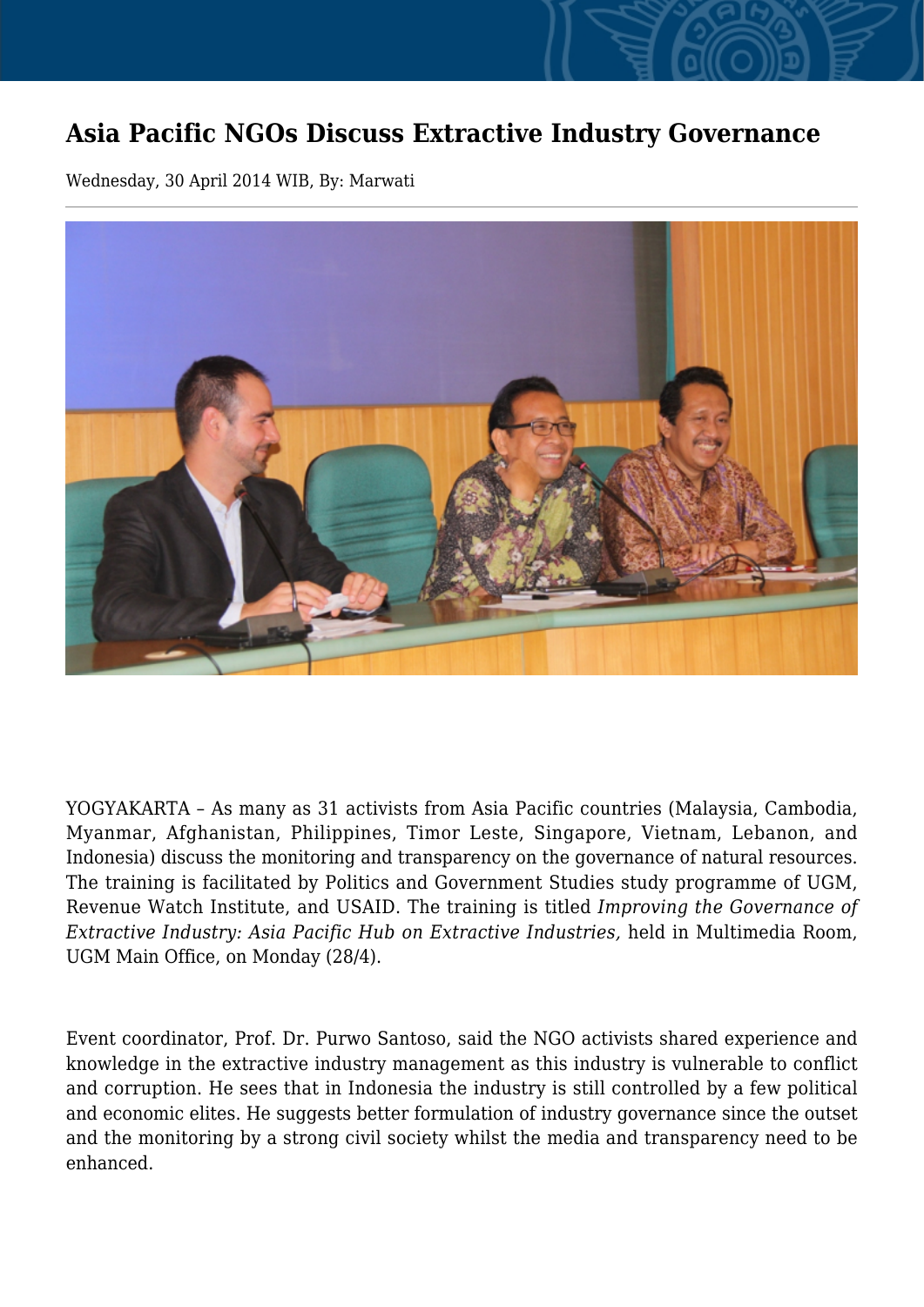# Asia Pacific NGOs Discuss Extractive Industry Governance

Wednesday, 30 April 2014 WIB, By: Marwati

YOGYAKARTA – As many as 31 activists from Asia Pacific countries (Malaysia, Cambodia, Myanmar, Afghanistan, Philippines, Timor Leste, Singapore, Vietnam, Lebanon, and Indonesia) discuss the monitoring and transparency on the governance of natural resources. The training is facilitated by Politics and Government Studies study programme of UGM, Revenue Watch Institute, and USAID. The training is titled *Improving the Governance of Extractive Industry: Asia Pacific Hub on Extractive Industries,* held in Multimedia Room, UGM Main Office, on Monday (28/4).

Event coordinator, Prof. Dr. Purwo Santoso, said the NGO activists shared experience and knowledge in the extractive industry management as this industry is vulnerable to conflict and corruption. He sees that in Indonesia the industry is still controlled by a few political and economic elites. He suggests better formulation of industry governance since the outset and the monitoring by a strong civil society whilst the media and transparency need to be enhanced.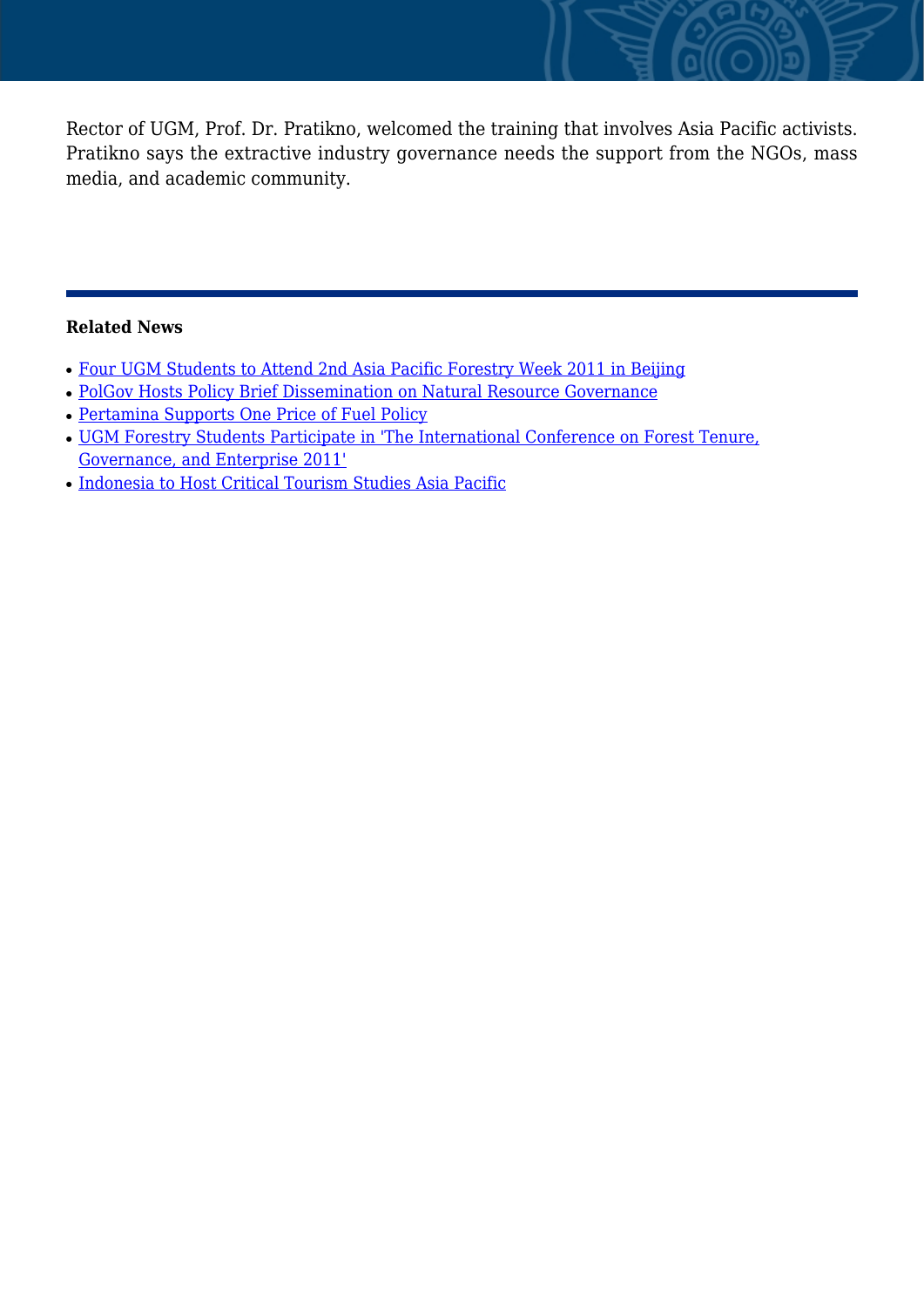Rector of UGM, Prof. Dr. Pratikno, welcomed the training that involves Asia Pacific activists. Pratikno says the extractive industry governance needs the support from the NGOs, mass media, and academic community.

---

**Related News**

- Four UGM Students to Attend 2nd Asia Pacific Forestry Week 2011 in Beijing
- PolGov Hosts Policy Brief Dissemination on Natural Resource Governance
- Pertamina Supports One Price of Fuel Policy
- UGM Forestry Students Participate in 'The International Conference on Forest Tenure, Governance, and Enterprise 2011'
- Indonesia to Host Critical Tourism Studies Asia Pacific